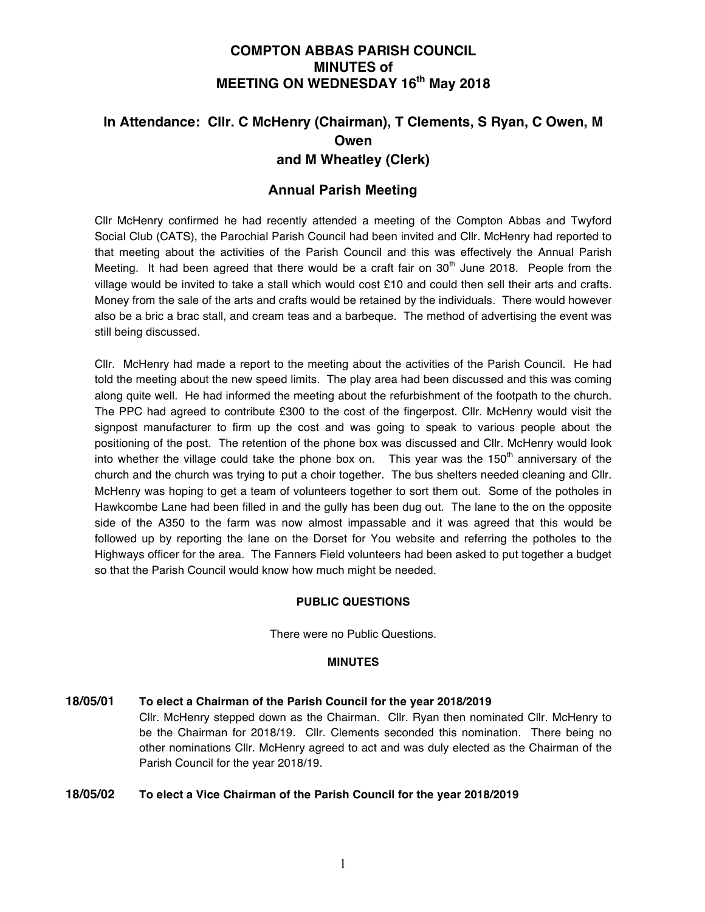# COMPTON ABBAS PARISH COUNCIL
# MINUTES of
# MEETING ON WEDNESDAY 16th May 2018

## In Attendance: Cllr. C McHenry (Chairman), T Clements, S Ryan, C Owen, M Owen and M Wheatley (Clerk)

## Annual Parish Meeting

Cllr McHenry confirmed he had recently attended a meeting of the Compton Abbas and Twyford Social Club (CATS), the Parochial Parish Council had been invited and Cllr. McHenry had reported to that meeting about the activities of the Parish Council and this was effectively the Annual Parish Meeting. It had been agreed that there would be a craft fair on 30th June 2018. People from the village would be invited to take a stall which would cost £10 and could then sell their arts and crafts. Money from the sale of the arts and crafts would be retained by the individuals. There would however also be a bric a brac stall, and cream teas and a barbeque. The method of advertising the event was still being discussed.

Cllr. McHenry had made a report to the meeting about the activities of the Parish Council. He had told the meeting about the new speed limits. The play area had been discussed and this was coming along quite well. He had informed the meeting about the refurbishment of the footpath to the church. The PPC had agreed to contribute £300 to the cost of the fingerpost. Cllr. McHenry would visit the signpost manufacturer to firm up the cost and was going to speak to various people about the positioning of the post. The retention of the phone box was discussed and Cllr. McHenry would look into whether the village could take the phone box on. This year was the 150th anniversary of the church and the church was trying to put a choir together. The bus shelters needed cleaning and Cllr. McHenry was hoping to get a team of volunteers together to sort them out. Some of the potholes in Hawkcombe Lane had been filled in and the gully has been dug out. The lane to the on the opposite side of the A350 to the farm was now almost impassable and it was agreed that this would be followed up by reporting the lane on the Dorset for You website and referring the potholes to the Highways officer for the area. The Fanners Field volunteers had been asked to put together a budget so that the Parish Council would know how much might be needed.

#### PUBLIC QUESTIONS

There were no Public Questions.

#### MINUTES

**18/05/01 To elect a Chairman of the Parish Council for the year 2018/2019**

Cllr. McHenry stepped down as the Chairman. Cllr. Ryan then nominated Cllr. McHenry to be the Chairman for 2018/19. Cllr. Clements seconded this nomination. There being no other nominations Cllr. McHenry agreed to act and was duly elected as the Chairman of the Parish Council for the year 2018/19.

**18/05/02 To elect a Vice Chairman of the Parish Council for the year 2018/2019**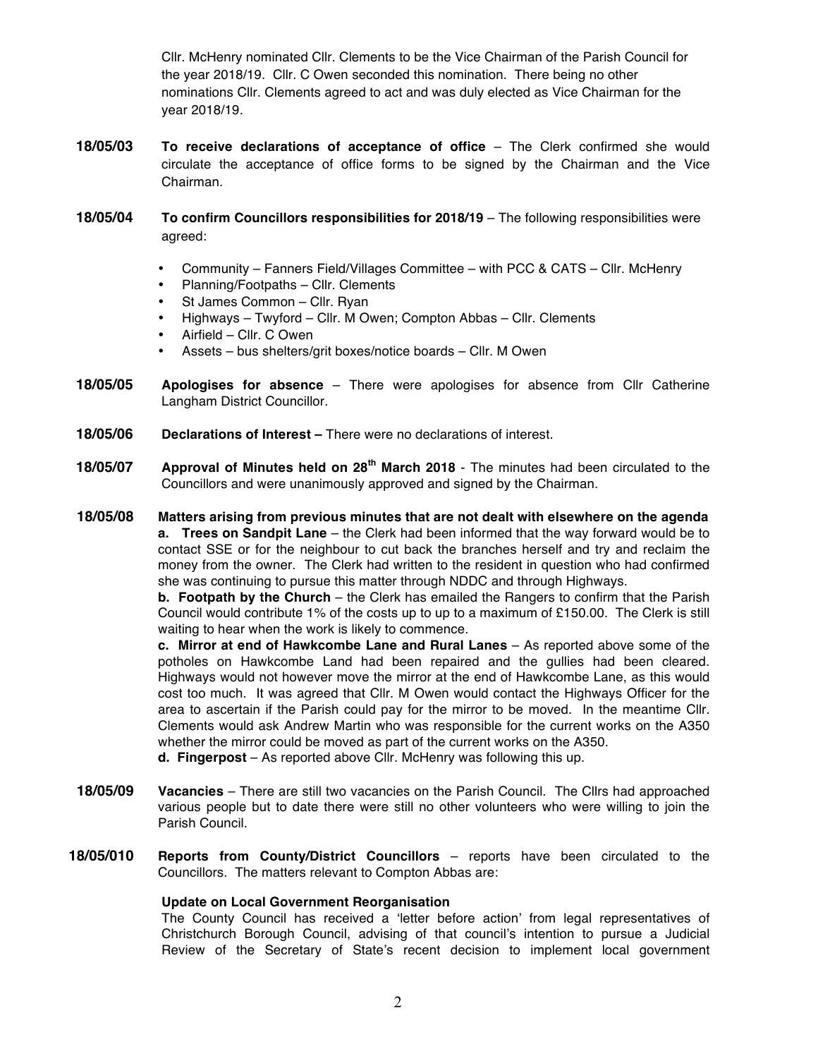Cllr. McHenry nominated Cllr. Clements to be the Vice Chairman of the Parish Council for the year 2018/19. Cllr. C Owen seconded this nomination. There being no other nominations Cllr. Clements agreed to act and was duly elected as Vice Chairman for the year 2018/19.

**18/05/03** **To receive declarations of acceptance of office** – The Clerk confirmed she would circulate the acceptance of office forms to be signed by the Chairman and the Vice Chairman.

**18/05/04** **To confirm Councillors responsibilities for 2018/19** – The following responsibilities were agreed:

- Community – Fanners Field/Villages Committee – with PCC & CATS – Cllr. McHenry
- Planning/Footpaths – Cllr. Clements
- St James Common – Cllr. Ryan
- Highways – Twyford – Cllr. M Owen; Compton Abbas – Cllr. Clements
- Airfield – Cllr. C Owen
- Assets – bus shelters/grit boxes/notice boards – Cllr. M Owen

**18/05/05** **Apologises for absence** – There were apologises for absence from Cllr Catherine Langham District Councillor.

**18/05/06** **Declarations of Interest –** There were no declarations of interest.

**18/05/07** **Approval of Minutes held on 28th March 2018** - The minutes had been circulated to the Councillors and were unanimously approved and signed by the Chairman.

**18/05/08** **Matters arising from previous minutes that are not dealt with elsewhere on the agenda**

**a. Trees on Sandpit Lane** – the Clerk had been informed that the way forward would be to contact SSE or for the neighbour to cut back the branches herself and try and reclaim the money from the owner. The Clerk had written to the resident in question who had confirmed she was continuing to pursue this matter through NDDC and through Highways.

**b. Footpath by the Church** – the Clerk has emailed the Rangers to confirm that the Parish Council would contribute 1% of the costs up to up to a maximum of £150.00. The Clerk is still waiting to hear when the work is likely to commence.

**c. Mirror at end of Hawkcombe Lane and Rural Lanes** – As reported above some of the potholes on Hawkcombe Land had been repaired and the gullies had been cleared. Highways would not however move the mirror at the end of Hawkcombe Lane, as this would cost too much. It was agreed that Cllr. M Owen would contact the Highways Officer for the area to ascertain if the Parish could pay for the mirror to be moved. In the meantime Cllr. Clements would ask Andrew Martin who was responsible for the current works on the A350 whether the mirror could be moved as part of the current works on the A350.

**d. Fingerpost** – As reported above Cllr. McHenry was following this up.

**18/05/09** **Vacancies** – There are still two vacancies on the Parish Council. The Cllrs had approached various people but to date there were still no other volunteers who were willing to join the Parish Council.

**18/05/010** **Reports from County/District Councillors** – reports have been circulated to the Councillors. The matters relevant to Compton Abbas are:

**Update on Local Government Reorganisation**

The County Council has received a 'letter before action' from legal representatives of Christchurch Borough Council, advising of that council's intention to pursue a Judicial Review of the Secretary of State's recent decision to implement local government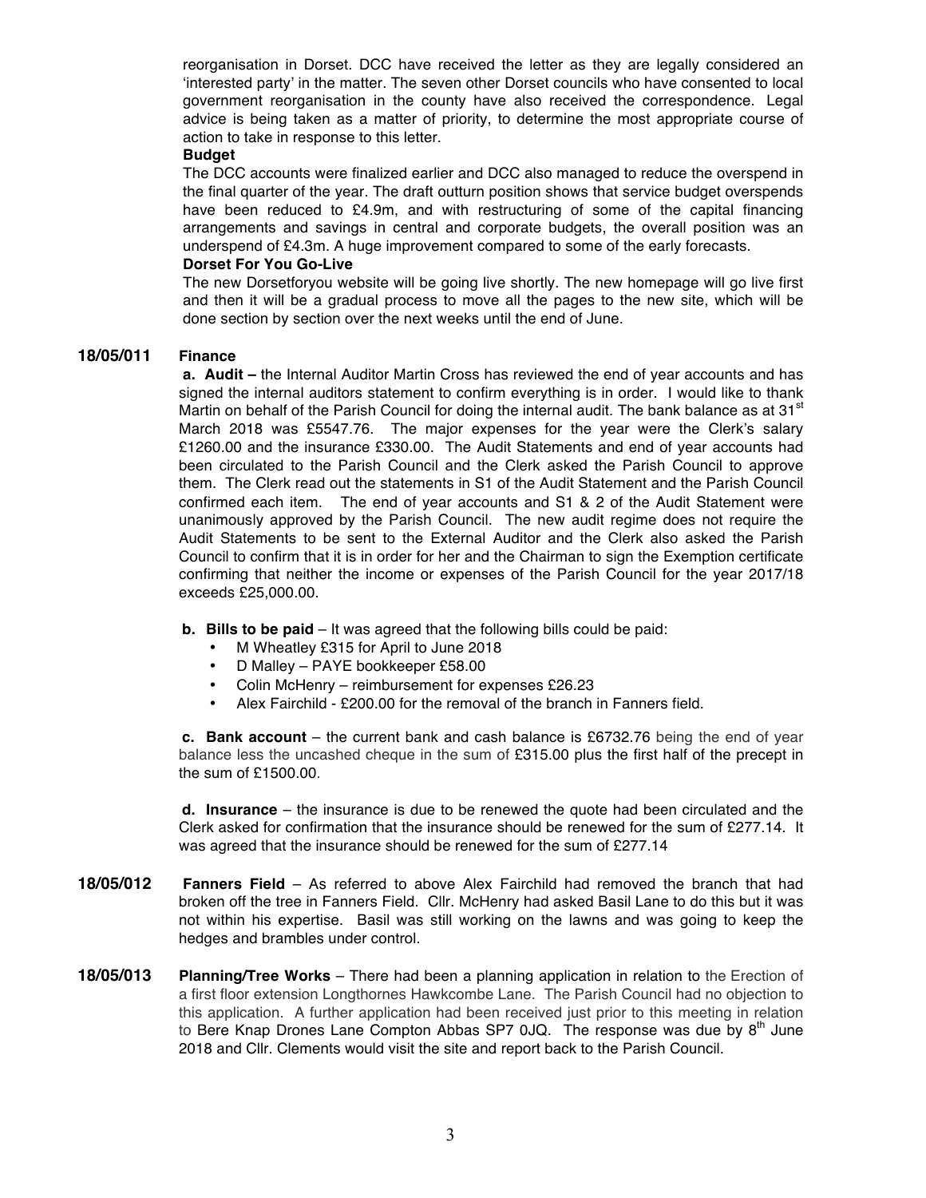reorganisation in Dorset. DCC have received the letter as they are legally considered an 'interested party' in the matter. The seven other Dorset councils who have consented to local government reorganisation in the county have also received the correspondence. Legal advice is being taken as a matter of priority, to determine the most appropriate course of action to take in response to this letter.

**Budget**

The DCC accounts were finalized earlier and DCC also managed to reduce the overspend in the final quarter of the year. The draft outturn position shows that service budget overspends have been reduced to £4.9m, and with restructuring of some of the capital financing arrangements and savings in central and corporate budgets, the overall position was an underspend of £4.3m. A huge improvement compared to some of the early forecasts.

**Dorset For You Go-Live**

The new Dorsetforyou website will be going live shortly. The new homepage will go live first and then it will be a gradual process to move all the pages to the new site, which will be done section by section over the next weeks until the end of June.

**18/05/011 Finance**

**a. Audit –** the Internal Auditor Martin Cross has reviewed the end of year accounts and has signed the internal auditors statement to confirm everything is in order. I would like to thank Martin on behalf of the Parish Council for doing the internal audit. The bank balance as at 31st March 2018 was £5547.76. The major expenses for the year were the Clerk's salary £1260.00 and the insurance £330.00. The Audit Statements and end of year accounts had been circulated to the Parish Council and the Clerk asked the Parish Council to approve them. The Clerk read out the statements in S1 of the Audit Statement and the Parish Council confirmed each item. The end of year accounts and S1 & 2 of the Audit Statement were unanimously approved by the Parish Council. The new audit regime does not require the Audit Statements to be sent to the External Auditor and the Clerk also asked the Parish Council to confirm that it is in order for her and the Chairman to sign the Exemption certificate confirming that neither the income or expenses of the Parish Council for the year 2017/18 exceeds £25,000.00.

**b. Bills to be paid** – It was agreed that the following bills could be paid:

- M Wheatley £315 for April to June 2018
- D Malley – PAYE bookkeeper £58.00
- Colin McHenry – reimbursement for expenses £26.23
- Alex Fairchild - £200.00 for the removal of the branch in Fanners field.

**c. Bank account** – the current bank and cash balance is £6732.76 being the end of year balance less the uncashed cheque in the sum of £315.00 plus the first half of the precept in the sum of £1500.00.

**d. Insurance** – the insurance is due to be renewed the quote had been circulated and the Clerk asked for confirmation that the insurance should be renewed for the sum of £277.14. It was agreed that the insurance should be renewed for the sum of £277.14

**18/05/012 Fanners Field** – As referred to above Alex Fairchild had removed the branch that had broken off the tree in Fanners Field. Cllr. McHenry had asked Basil Lane to do this but it was not within his expertise. Basil was still working on the lawns and was going to keep the hedges and brambles under control.

**18/05/013 Planning/Tree Works** – There had been a planning application in relation to the Erection of a first floor extension Longthornes Hawkcombe Lane. The Parish Council had no objection to this application. A further application had been received just prior to this meeting in relation to Bere Knap Drones Lane Compton Abbas SP7 0JQ. The response was due by 8th June 2018 and Cllr. Clements would visit the site and report back to the Parish Council.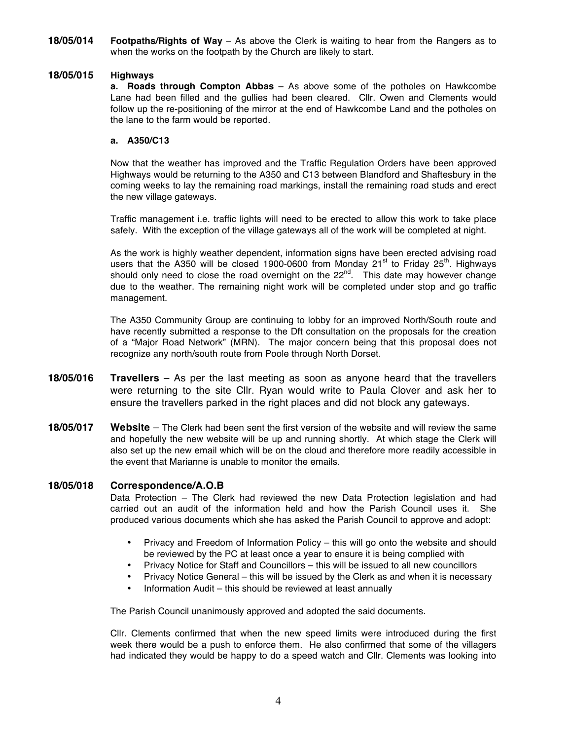**18/05/014** **Footpaths/Rights of Way** – As above the Clerk is waiting to hear from the Rangers as to when the works on the footpath by the Church are likely to start.

**18/05/015** **Highways**

**a. Roads through Compton Abbas** – As above some of the potholes on Hawkcombe Lane had been filled and the gullies had been cleared. Cllr. Owen and Clements would follow up the re-positioning of the mirror at the end of Hawkcombe Land and the potholes on the lane to the farm would be reported.

**a. A350/C13**

Now that the weather has improved and the Traffic Regulation Orders have been approved Highways would be returning to the A350 and C13 between Blandford and Shaftesbury in the coming weeks to lay the remaining road markings, install the remaining road studs and erect the new village gateways.

Traffic management i.e. traffic lights will need to be erected to allow this work to take place safely. With the exception of the village gateways all of the work will be completed at night.

As the work is highly weather dependent, information signs have been erected advising road users that the A350 will be closed 1900-0600 from Monday 21st to Friday 25th. Highways should only need to close the road overnight on the 22nd. This date may however change due to the weather. The remaining night work will be completed under stop and go traffic management.

The A350 Community Group are continuing to lobby for an improved North/South route and have recently submitted a response to the Dft consultation on the proposals for the creation of a "Major Road Network" (MRN). The major concern being that this proposal does not recognize any north/south route from Poole through North Dorset.

**18/05/016** **Travellers** – As per the last meeting as soon as anyone heard that the travellers were returning to the site Cllr. Ryan would write to Paula Clover and ask her to ensure the travellers parked in the right places and did not block any gateways.

**18/05/017** **Website** – The Clerk had been sent the first version of the website and will review the same and hopefully the new website will be up and running shortly. At which stage the Clerk will also set up the new email which will be on the cloud and therefore more readily accessible in the event that Marianne is unable to monitor the emails.

**18/05/018** **Correspondence/A.O.B**

Data Protection – The Clerk had reviewed the new Data Protection legislation and had carried out an audit of the information held and how the Parish Council uses it. She produced various documents which she has asked the Parish Council to approve and adopt:

- Privacy and Freedom of Information Policy – this will go onto the website and should be reviewed by the PC at least once a year to ensure it is being complied with
- Privacy Notice for Staff and Councillors – this will be issued to all new councillors
- Privacy Notice General – this will be issued by the Clerk as and when it is necessary
- Information Audit – this should be reviewed at least annually

The Parish Council unanimously approved and adopted the said documents.

Cllr. Clements confirmed that when the new speed limits were introduced during the first week there would be a push to enforce them. He also confirmed that some of the villagers had indicated they would be happy to do a speed watch and Cllr. Clements was looking into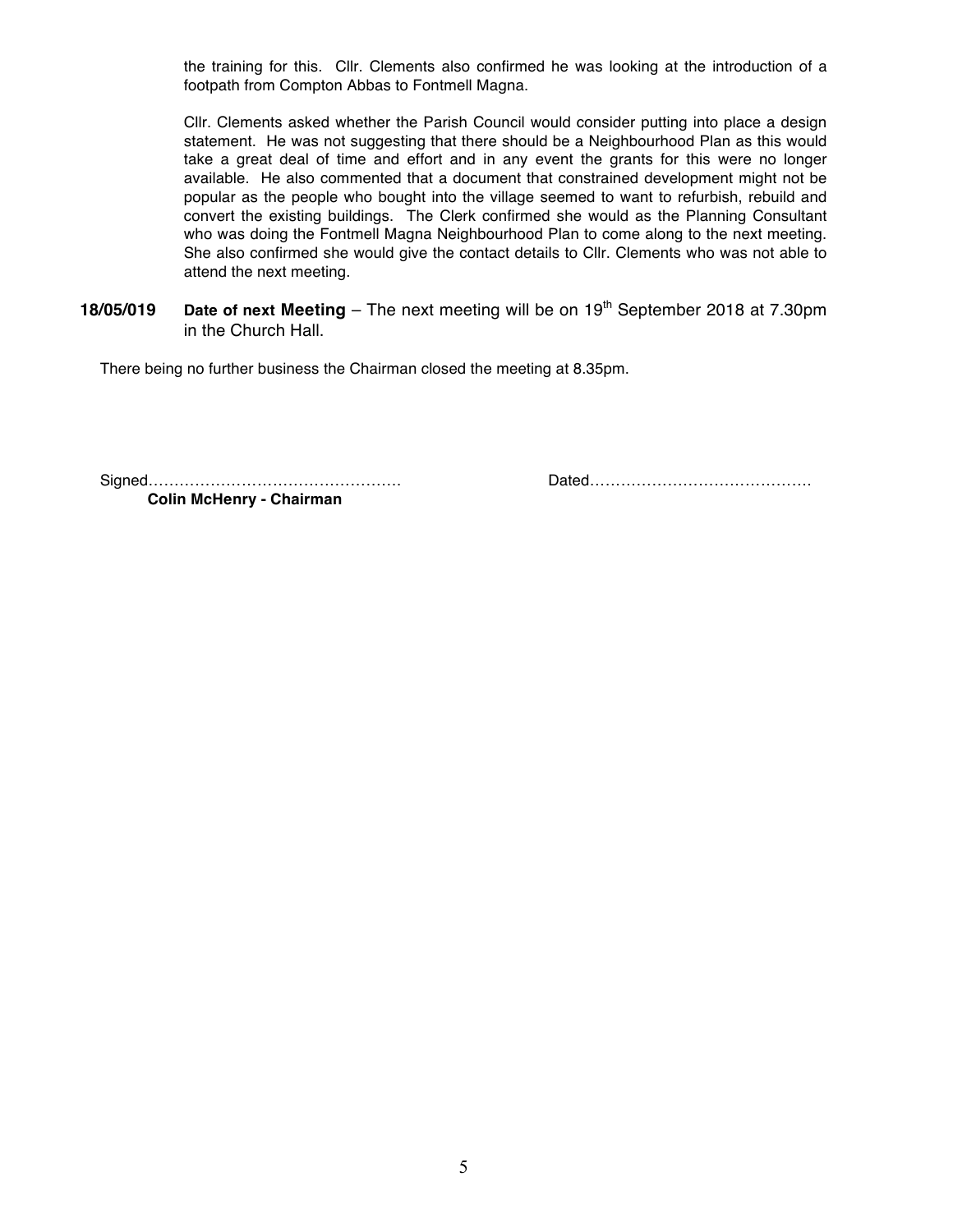the training for this. Cllr. Clements also confirmed he was looking at the introduction of a footpath from Compton Abbas to Fontmell Magna.

Cllr. Clements asked whether the Parish Council would consider putting into place a design statement. He was not suggesting that there should be a Neighbourhood Plan as this would take a great deal of time and effort and in any event the grants for this were no longer available. He also commented that a document that constrained development might not be popular as the people who bought into the village seemed to want to refurbish, rebuild and convert the existing buildings. The Clerk confirmed she would as the Planning Consultant who was doing the Fontmell Magna Neighbourhood Plan to come along to the next meeting. She also confirmed she would give the contact details to Cllr. Clements who was not able to attend the next meeting.

**18/05/019** **Date of next Meeting** – The next meeting will be on 19th September 2018 at 7.30pm in the Church Hall.

There being no further business the Chairman closed the meeting at 8.35pm.

Signed………………………………………… Dated……………………………………
**Colin McHenry - Chairman**